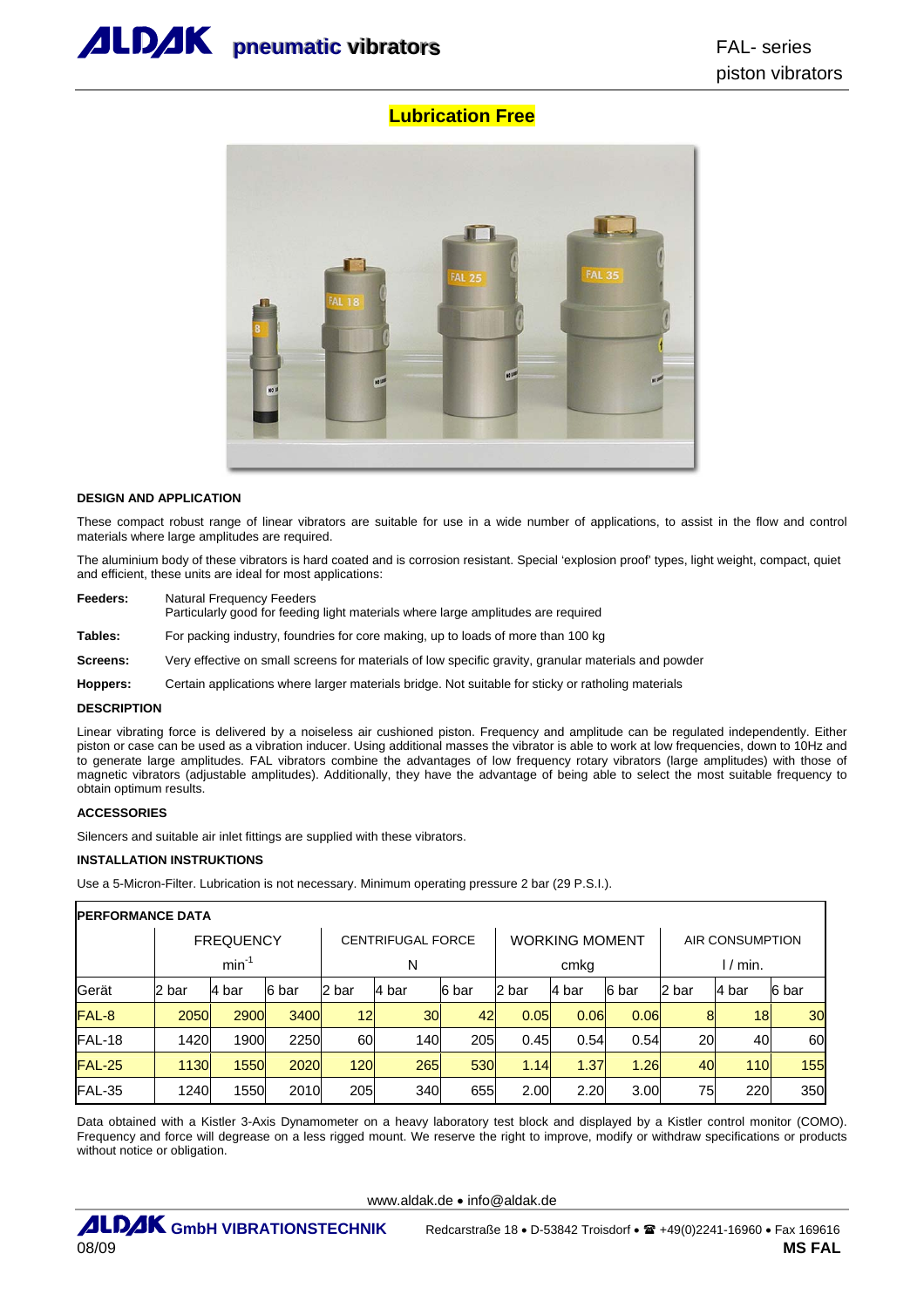# ALDAK pneumatic vibrators

FAL- series
piston vibrators

**Lubrication Free**

### DESIGN AND APPLICATION

These compact robust range of linear vibrators are suitable for use in a wide number of applications, to assist in the flow and control materials where large amplitudes are required.

The aluminium body of these vibrators is hard coated and is corrosion resistant. Special 'explosion proof' types, light weight, compact, quiet and efficient, these units are ideal for most applications:

**Feeders:** Natural Frequency Feeders
Particularly good for feeding light materials where large amplitudes are required

**Tables:** For packing industry, foundries for core making, up to loads of more than 100 kg

**Screens:** Very effective on small screens for materials of low specific gravity, granular materials and powder

**Hoppers:** Certain applications where larger materials bridge. Not suitable for sticky or ratholing materials

### DESCRIPTION

Linear vibrating force is delivered by a noiseless air cushioned piston. Frequency and amplitude can be regulated independently. Either piston or case can be used as a vibration inducer. Using additional masses the vibrator is able to work at low frequencies, down to 10Hz and to generate large amplitudes. FAL vibrators combine the advantages of low frequency rotary vibrators (large amplitudes) with those of magnetic vibrators (adjustable amplitudes). Additionally, they have the advantage of being able to select the most suitable frequency to obtain optimum results.

### ACCESSORIES

Silencers and suitable air inlet fittings are supplied with these vibrators.

### INSTALLATION INSTRUKTIONS

Use a 5-Micron-Filter. Lubrication is not necessary. Minimum operating pressure 2 bar (29 P.S.I.).

**PERFORMANCE DATA**

| | FREQUENCY $min^{-1}$ | | | CENTRIFUGAL FORCE N | | | WORKING MOMENT cmkg | | | AIR CONSUMPTION l / min. | | |
|---|---|---|---|---|---|---|---|---|---|---|---|---|
| Gerät | 2 bar | 4 bar | 6 bar | 2 bar | 4 bar | 6 bar | 2 bar | 4 bar | 6 bar | 2 bar | 4 bar | 6 bar |
| FAL-8 | 2050 | 2900 | 3400 | 12 | 30 | 42 | 0.05 | 0.06 | 0.06 | 8 | 18 | 30 |
| FAL-18 | 1420 | 1900 | 2250 | 60 | 140 | 205 | 0.45 | 0.54 | 0.54 | 20 | 40 | 60 |
| FAL-25 | 1130 | 1550 | 2020 | 120 | 265 | 530 | 1.14 | 1.37 | 1.26 | 40 | 110 | 155 |
| FAL-35 | 1240 | 1550 | 2010 | 205 | 340 | 655 | 2.00 | 2.20 | 3.00 | 75 | 220 | 350 |

Data obtained with a Kistler 3-Axis Dynamometer on a heavy laboratory test block and displayed by a Kistler control monitor (COMO). Frequency and force will degrease on a less rigged mount. We reserve the right to improve, modify or withdraw specifications or products without notice or obligation.

www.aldak.de • info@aldak.de

ALDAK GmbH VIBRATIONSTECHNIK Redcarstraße 18 • D-53842 Troisdorf • ☎ +49(0)2241-16960 • Fax 169616

08/09 **MS FAL**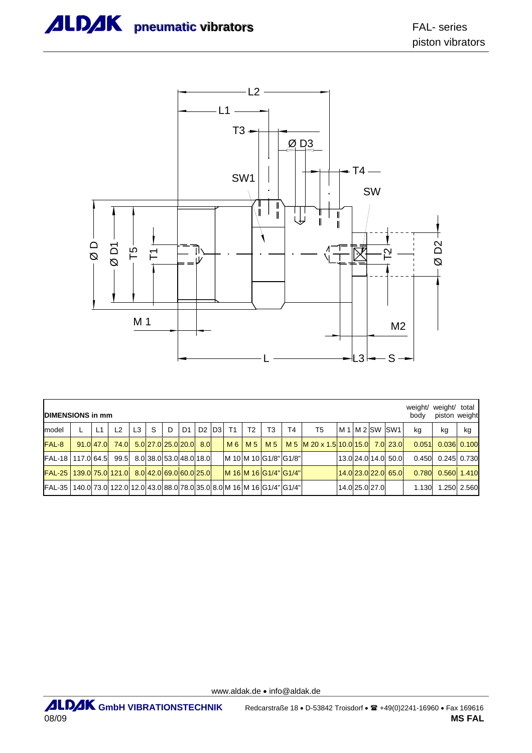**DIMENSIONS in mm**

| model | L | L1 | L2 | L3 | S | D | D1 | D2 | D3 | T1 | T2 | T3 | T4 | T5 | M 1 | M 2 | SW | SW1 | weight/ body | weight/ piston | total weight |
|---|---|---|---|---|---|---|---|---|---|---|---|---|---|---|---|---|---|---|---|---|---|
| | | | | | | | | | | | | | | | | | | | kg | kg | kg |
| FAL-8 | 91.0 | 47.0 | 74.0 | 5.0 | 27.0 | 25.0 | 20.0 | 8.0 | | M 6 | M 5 | M 5 | M 5 | M 20 x 1.5 | 10.0 | 15.0 | 7.0 | 23.0 | 0.051 | 0.036 | 0.100 |
| FAL-18 | 117.0 | 64.5 | 99.5 | 8.0 | 38.0 | 53.0 | 48.0 | 18.0 | | M 10 | M 10 | G1/8" | G1/8" | | 13.0 | 24.0 | 14.0 | 50.0 | 0.450 | 0.245 | 0.730 |
| FAL-25 | 139.0 | 75.0 | 121.0 | 8.0 | 42.0 | 69.0 | 60.0 | 25.0 | | M 16 | M 16 | G1/4" | G1/4" | | 14.0 | 23.0 | 22.0 | 65.0 | 0.780 | 0.560 | 1.410 |
| FAL-35 | 140.0 | 73.0 | 122.0 | 12.0 | 43.0 | 88.0 | 78.0 | 35.0 | 8.0 | M 16 | M 16 | G1/4" | G1/4" | | 14.0 | 25.0 | 27.0 | | 1.130 | 1.250 | 2.560 |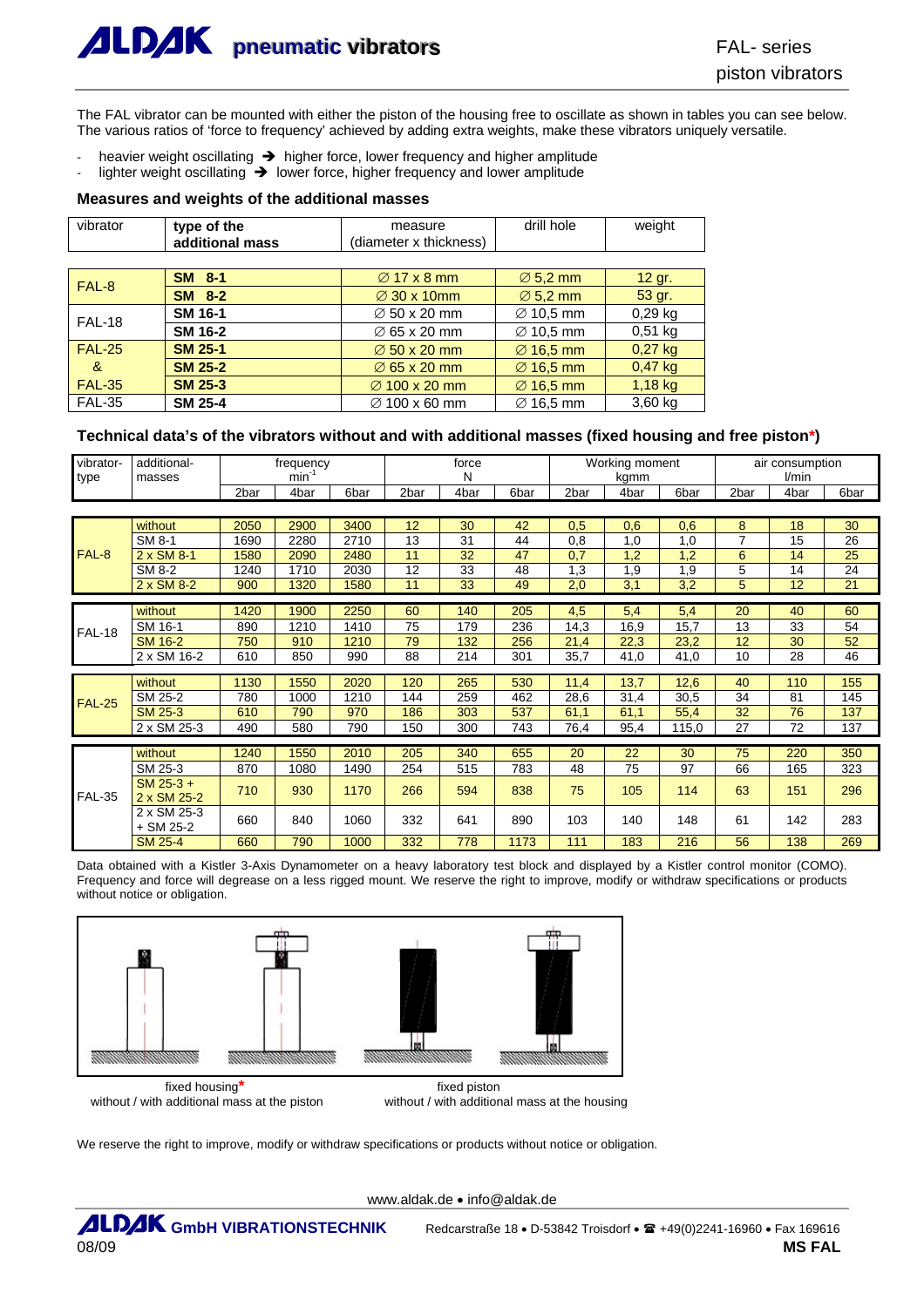# ALDAK pneumatic vibrators

FAL- series
piston vibrators

The FAL vibrator can be mounted with either the piston of the housing free to oscillate as shown in tables you can see below. The various ratios of 'force to frequency' achieved by adding extra weights, make these vibrators uniquely versatile.

- heavier weight oscillating ➔ higher force, lower frequency and higher amplitude
- lighter weight oscillating ➔ lower force, higher frequency and lower amplitude

### Measures and weights of the additional masses

| vibrator | type of the additional mass | measure (diameter x thickness) | drill hole | weight |
|---|---|---|---|---|
| FAL-8 | SM 8-1 | ∅ 17 x 8 mm | ∅ 5,2 mm | 12 gr. |
| | SM 8-2 | ∅ 30 x 10mm | ∅ 5,2 mm | 53 gr. |
| FAL-18 | SM 16-1 | ∅ 50 x 20 mm | ∅ 10,5 mm | 0,29 kg |
| | SM 16-2 | ∅ 65 x 20 mm | ∅ 10,5 mm | 0,51 kg |
| FAL-25 & FAL-35 | SM 25-1 | ∅ 50 x 20 mm | ∅ 16,5 mm | 0,27 kg |
| | SM 25-2 | ∅ 65 x 20 mm | ∅ 16,5 mm | 0,47 kg |
| | SM 25-3 | ∅ 100 x 20 mm | ∅ 16,5 mm | 1,18 kg |
| FAL-35 | SM 25-4 | ∅ 100 x 60 mm | ∅ 16,5 mm | 3,60 kg |

### Technical data's of the vibrators without and with additional masses (fixed housing and free piston*)

| vibrator-type | additional-masses | frequency $min^{-1}$ | | | force N | | | Working moment kgmm | | | air consumption l/min | | |
|---|---|---|---|---|---|---|---|---|---|---|---|---|---|
| | | 2bar | 4bar | 6bar | 2bar | 4bar | 6bar | 2bar | 4bar | 6bar | 2bar | 4bar | 6bar |
| FAL-8 | without | 2050 | 2900 | 3400 | 12 | 30 | 42 | 0,5 | 0,6 | 0,6 | 8 | 18 | 30 |
| | SM 8-1 | 1690 | 2280 | 2710 | 13 | 31 | 44 | 0,8 | 1,0 | 1,0 | 7 | 15 | 26 |
| | 2 x SM 8-1 | 1580 | 2090 | 2480 | 11 | 32 | 47 | 0,7 | 1,2 | 1,2 | 6 | 14 | 25 |
| | SM 8-2 | 1240 | 1710 | 2030 | 12 | 33 | 48 | 1,3 | 1,9 | 1,9 | 5 | 14 | 24 |
| | 2 x SM 8-2 | 900 | 1320 | 1580 | 11 | 33 | 49 | 2,0 | 3,1 | 3,2 | 5 | 12 | 21 |
| FAL-18 | without | 1420 | 1900 | 2250 | 60 | 140 | 205 | 4,5 | 5,4 | 5,4 | 20 | 40 | 60 |
| | SM 16-1 | 890 | 1210 | 1410 | 75 | 179 | 236 | 14,3 | 16,9 | 15,7 | 13 | 33 | 54 |
| | SM 16-2 | 750 | 910 | 1210 | 79 | 132 | 256 | 21,4 | 22,3 | 23,2 | 12 | 30 | 52 |
| | 2 x SM 16-2 | 610 | 850 | 990 | 88 | 214 | 301 | 35,7 | 41,0 | 41,0 | 10 | 28 | 46 |
| FAL-25 | without | 1130 | 1550 | 2020 | 120 | 265 | 530 | 11,4 | 13,7 | 12,6 | 40 | 110 | 155 |
| | SM 25-2 | 780 | 1000 | 1210 | 144 | 259 | 462 | 28,6 | 31,4 | 30,5 | 34 | 81 | 145 |
| | SM 25-3 | 610 | 790 | 970 | 186 | 303 | 537 | 61,1 | 61,1 | 55,4 | 32 | 76 | 137 |
| | 2 x SM 25-3 | 490 | 580 | 790 | 150 | 300 | 743 | 76,4 | 95,4 | 115,0 | 27 | 72 | 137 |
| FAL-35 | without | 1240 | 1550 | 2010 | 205 | 340 | 655 | 20 | 22 | 30 | 75 | 220 | 350 |
| | SM 25-3 | 870 | 1080 | 1490 | 254 | 515 | 783 | 48 | 75 | 97 | 66 | 165 | 323 |
| | SM 25-3 + 2 x SM 25-2 | 710 | 930 | 1170 | 266 | 594 | 838 | 75 | 105 | 114 | 63 | 151 | 296 |
| | 2 x SM 25-3 + SM 25-2 | 660 | 840 | 1060 | 332 | 641 | 890 | 103 | 140 | 148 | 61 | 142 | 283 |
| | SM 25-4 | 660 | 790 | 1000 | 332 | 778 | 1173 | 111 | 183 | 216 | 56 | 138 | 269 |

Data obtained with a Kistler 3-Axis Dynamometer on a heavy laboratory test block and displayed by a Kistler control monitor (COMO). Frequency and force will degrease on a less rigged mount. We reserve the right to improve, modify or withdraw specifications or products without notice or obligation.

fixed housing*
without / with additional mass at the piston

fixed piston
without / with additional mass at the housing

We reserve the right to improve, modify or withdraw specifications or products without notice or obligation.

www.aldak.de • info@aldak.de

ALDAK GmbH VIBRATIONSTECHNIK Redcarstraße 18 • D-53842 Troisdorf • ☎ +49(0)2241-16960 • Fax 169616

08/09 MS FAL